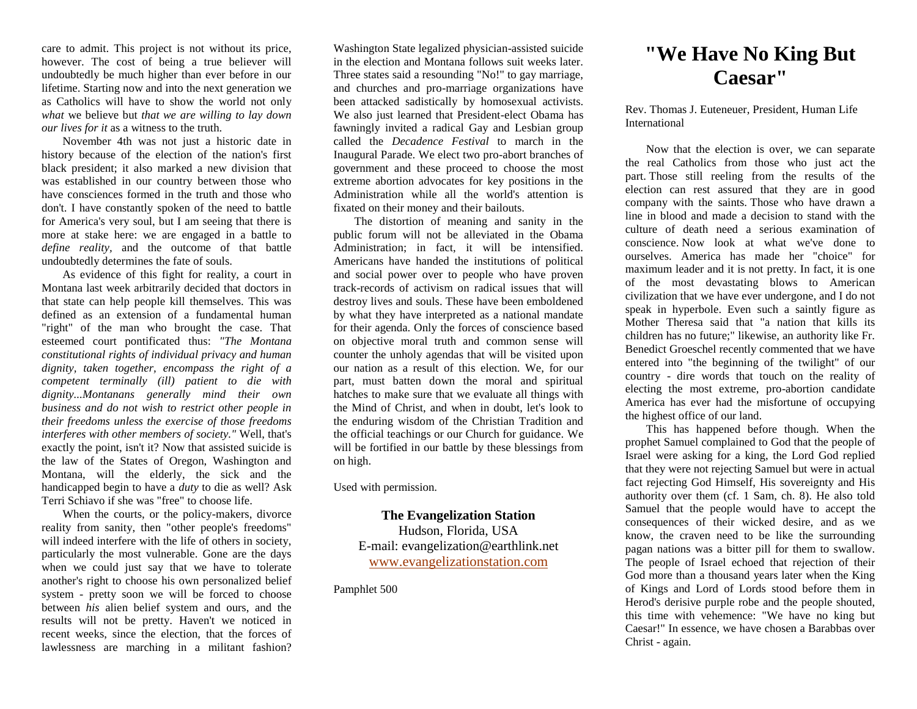# "We Have No King But Caesar"

Rev. Thomas J. Euteneuer, President, Human Life International

Now that the election is over, we can separate the real Catholics from those who just act the part. Those still reeling from the results of the election can rest assured that they are in good company with the saints. Those who have drawn a line in blood and made a decision to stand with the culture of death need a serious examination of conscience. Now look at what we've done to ourselves. America has made her "choice" for maximum leader and it is not pretty. In fact, it is one of the most devastating blows to American civilization that we have ever undergone, and I do not speak in hyperbole. Even such a saintly figure as Mother Theresa said that "a nation that kills its children has no future;" likewise, an authority like Fr. Benedict Groeschel recently commented that we have entered into "the beginning of the twilight" of our country - dire words that touch on the reality of electing the most extreme, pro-abortion candidate America has ever had the misfortune of occupying the highest office of our land.

This has happened before though. When the prophet Samuel complained to God that the people of Israel were asking for a king, the Lord God replied that they were not rejecting Samuel but were in actual fact rejecting God Himself, His sovereignty and His authority over them (cf. 1 Sam, ch. 8). He also told Samuel that the people would have to accept the consequences of their wicked desire, and as we know, the craven need to be like the surrounding pagan nations was a bitter pill for them to swallow. The people of Israel echoed that rejection of their God more than a thousand years later when the King of Kings and Lord of Lords stood before them in Herod's derisive purple robe and the people shouted, this time with vehemence: "We have no king but Caesar!" In essence, we have chosen a Barabbas over Christ - again.

care to admit. This project is not without its price, however. The cost of being a true believer will undoubtedly be much higher than ever before in our lifetime. Starting now and into the next generation we as Catholics will have to show the world not only *what* we believe but *that we are willing to lay down our lives for it* as a witness to the truth.

November 4th was not just a historic date in history because of the election of the nation's first black president; it also marked a new division that was established in our country between those who have consciences formed in the truth and those who don't. I have constantly spoken of the need to battle for America's very soul, but I am seeing that there is more at stake here: we are engaged in a battle to *define reality*, and the outcome of that battle undoubtedly determines the fate of souls.

As evidence of this fight for reality, a court in Montana last week arbitrarily decided that doctors in that state can help people kill themselves. This was defined as an extension of a fundamental human "right" of the man who brought the case. That esteemed court pontificated thus: *"The Montana constitutional rights of individual privacy and human dignity, taken together, encompass the right of a competent terminally (ill) patient to die with dignity...Montanans generally mind their own business and do not wish to restrict other people in their freedoms unless the exercise of those freedoms interferes with other members of society."* Well, that's exactly the point, isn't it? Now that assisted suicide is the law of the States of Oregon, Washington and Montana, will the elderly, the sick and the handicapped begin to have a *duty* to die as well? Ask Terri Schiavo if she was "free" to choose life.

When the courts, or the policy-makers, divorce reality from sanity, then "other people's freedoms" will indeed interfere with the life of others in society, particularly the most vulnerable. Gone are the days when we could just say that we have to tolerate another's right to choose his own personalized belief system - pretty soon we will be forced to choose between *his* alien belief system and ours, and the results will not be pretty. Haven't we noticed in recent weeks, since the election, that the forces of lawlessness are marching in a militant fashion? Washington State legalized physician-assisted suicide in the election and Montana follows suit weeks later. Three states said a resounding "No!" to gay marriage, and churches and pro-marriage organizations have been attacked sadistically by homosexual activists. We also just learned that President-elect Obama has fawningly invited a radical Gay and Lesbian group called the *Decadence Festival* to march in the Inaugural Parade. We elect two pro-abort branches of government and these proceed to choose the most extreme abortion advocates for key positions in the Administration while all the world's attention is fixated on their money and their bailouts.

The distortion of meaning and sanity in the public forum will not be alleviated in the Obama Administration; in fact, it will be intensified. Americans have handed the institutions of political and social power over to people who have proven track-records of activism on radical issues that will destroy lives and souls. These have been emboldened by what they have interpreted as a national mandate for their agenda. Only the forces of conscience based on objective moral truth and common sense will counter the unholy agendas that will be visited upon our nation as a result of this election. We, for our part, must batten down the moral and spiritual hatches to make sure that we evaluate all things with the Mind of Christ, and when in doubt, let's look to the enduring wisdom of the Christian Tradition and the official teachings or our Church for guidance. We will be fortified in our battle by these blessings from on high.

Used with permission.

**The Evangelization Station**
Hudson, Florida, USA
E-mail: evangelization@earthlink.net
www.evangelizationstation.com

Pamphlet 500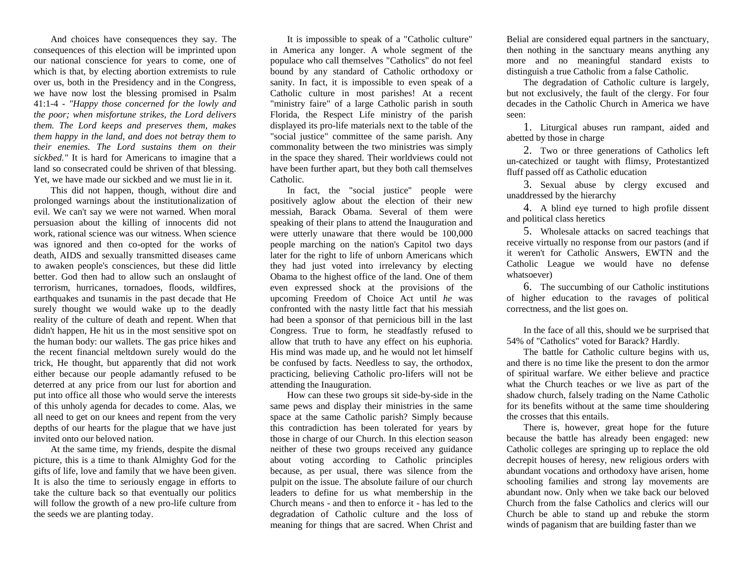And choices have consequences they say. The consequences of this election will be imprinted upon our national conscience for years to come, one of which is that, by electing abortion extremists to rule over us, both in the Presidency and in the Congress, we have now lost the blessing promised in Psalm 41:1-4 - *"Happy those concerned for the lowly and the poor; when misfortune strikes, the Lord delivers them. The Lord keeps and preserves them, makes them happy in the land, and does not betray them to their enemies. The Lord sustains them on their sickbed."* It is hard for Americans to imagine that a land so consecrated could be shriven of that blessing. Yet, we have made our sickbed and we must lie in it.

This did not happen, though, without dire and prolonged warnings about the institutionalization of evil. We can't say we were not warned. When moral persuasion about the killing of innocents did not work, rational science was our witness. When science was ignored and then co-opted for the works of death, AIDS and sexually transmitted diseases came to awaken people's consciences, but these did little better. God then had to allow such an onslaught of terrorism, hurricanes, tornadoes, floods, wildfires, earthquakes and tsunamis in the past decade that He surely thought we would wake up to the deadly reality of the culture of death and repent. When that didn't happen, He hit us in the most sensitive spot on the human body: our wallets. The gas price hikes and the recent financial meltdown surely would do the trick, He thought, but apparently that did not work either because our people adamantly refused to be deterred at any price from our lust for abortion and put into office all those who would serve the interests of this unholy agenda for decades to come. Alas, we all need to get on our knees and repent from the very depths of our hearts for the plague that we have just invited onto our beloved nation.

At the same time, my friends, despite the dismal picture, this is a time to thank Almighty God for the gifts of life, love and family that we have been given. It is also the time to seriously engage in efforts to take the culture back so that eventually our politics will follow the growth of a new pro-life culture from the seeds we are planting today.

It is impossible to speak of a "Catholic culture" in America any longer. A whole segment of the populace who call themselves "Catholics" do not feel bound by any standard of Catholic orthodoxy or sanity. In fact, it is impossible to even speak of a Catholic culture in most parishes! At a recent "ministry faire" of a large Catholic parish in south Florida, the Respect Life ministry of the parish displayed its pro-life materials next to the table of the "social justice" committee of the same parish. Any commonality between the two ministries was simply in the space they shared. Their worldviews could not have been further apart, but they both call themselves Catholic.

In fact, the "social justice" people were positively aglow about the election of their new messiah, Barack Obama. Several of them were speaking of their plans to attend the Inauguration and were utterly unaware that there would be 100,000 people marching on the nation's Capitol two days later for the right to life of unborn Americans which they had just voted into irrelevancy by electing Obama to the highest office of the land. One of them even expressed shock at the provisions of the upcoming Freedom of Choice Act until *he* was confronted with the nasty little fact that his messiah had been a sponsor of that pernicious bill in the last Congress. True to form, he steadfastly refused to allow that truth to have any effect on his euphoria. His mind was made up, and he would not let himself be confused by facts. Needless to say, the orthodox, practicing, believing Catholic pro-lifers will not be attending the Inauguration.

How can these two groups sit side-by-side in the same pews and display their ministries in the same space at the same Catholic parish? Simply because this contradiction has been tolerated for years by those in charge of our Church. In this election season neither of these two groups received any guidance about voting according to Catholic principles because, as per usual, there was silence from the pulpit on the issue. The absolute failure of our church leaders to define for us what membership in the Church means - and then to enforce it - has led to the degradation of Catholic culture and the loss of meaning for things that are sacred. When Christ and Belial are considered equal partners in the sanctuary, then nothing in the sanctuary means anything any more and no meaningful standard exists to distinguish a true Catholic from a false Catholic.

The degradation of Catholic culture is largely, but not exclusively, the fault of the clergy. For four decades in the Catholic Church in America we have seen:

1. Liturgical abuses run rampant, aided and abetted by those in charge
2. Two or three generations of Catholics left un-catechized or taught with flimsy, Protestantized fluff passed off as Catholic education
3. Sexual abuse by clergy excused and unaddressed by the hierarchy
4. A blind eye turned to high profile dissent and political class heretics
5. Wholesale attacks on sacred teachings that receive virtually no response from our pastors (and if it weren't for Catholic Answers, EWTN and the Catholic League we would have no defense whatsoever)
6. The succumbing of our Catholic institutions of higher education to the ravages of political correctness, and the list goes on.

In the face of all this, should we be surprised that 54% of "Catholics" voted for Barack? Hardly.

The battle for Catholic culture begins with us, and there is no time like the present to don the armor of spiritual warfare. We either believe and practice what the Church teaches or we live as part of the shadow church, falsely trading on the Name Catholic for its benefits without at the same time shouldering the crosses that this entails.

There is, however, great hope for the future because the battle has already been engaged: new Catholic colleges are springing up to replace the old decrepit houses of heresy, new religious orders with abundant vocations and orthodoxy have arisen, home schooling families and strong lay movements are abundant now. Only when we take back our beloved Church from the false Catholics and clerics will our Church be able to stand up and rebuke the storm winds of paganism that are building faster than we